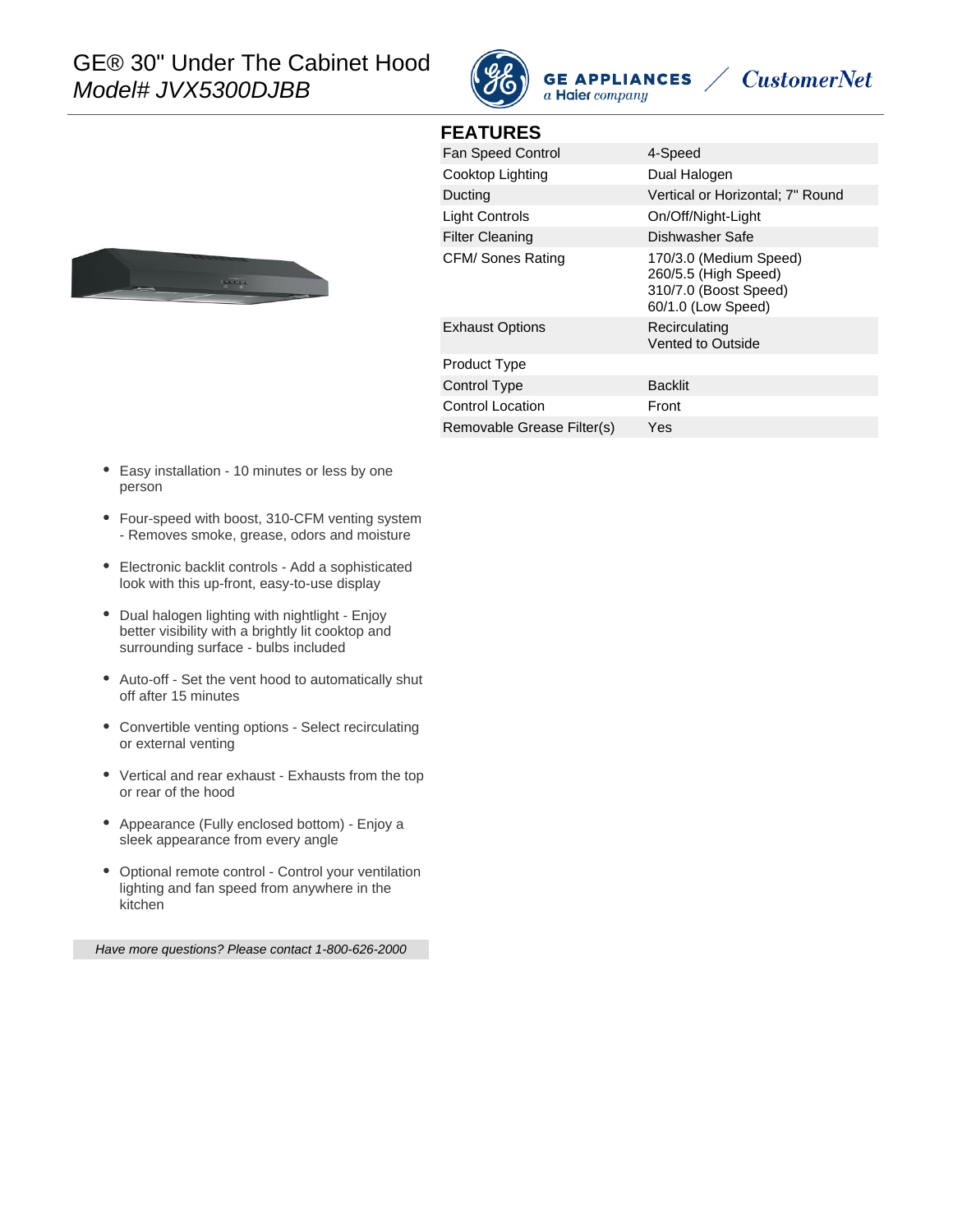# GE® 30" Under The Cabinet Hood

*Model# JVX5300DJBB*

GE APPLIANCES
*a Haier company*

*CustomerNet*

## FEATURES

| Feature | Value |
|---|---|
| Fan Speed Control | 4-Speed |
| Cooktop Lighting | Dual Halogen |
| Ducting | Vertical or Horizontal; 7" Round |
| Light Controls | On/Off/Night-Light |
| Filter Cleaning | Dishwasher Safe |
| CFM/ Sones Rating | 170/3.0 (Medium Speed)<br>260/5.5 (High Speed)<br>310/7.0 (Boost Speed)<br>60/1.0 (Low Speed) |
| Exhaust Options | Recirculating<br>Vented to Outside |
| Product Type | |
| Control Type | Backlit |
| Control Location | Front |
| Removable Grease Filter(s) | Yes |

- Easy installation - 10 minutes or less by one person
- Four-speed with boost, 310-CFM venting system - Removes smoke, grease, odors and moisture
- Electronic backlit controls - Add a sophisticated look with this up-front, easy-to-use display
- Dual halogen lighting with nightlight - Enjoy better visibility with a brightly lit cooktop and surrounding surface - bulbs included
- Auto-off - Set the vent hood to automatically shut off after 15 minutes
- Convertible venting options - Select recirculating or external venting
- Vertical and rear exhaust - Exhausts from the top or rear of the hood
- Appearance (Fully enclosed bottom) - Enjoy a sleek appearance from every angle
- Optional remote control - Control your ventilation lighting and fan speed from anywhere in the kitchen

*Have more questions? Please contact 1-800-626-2000*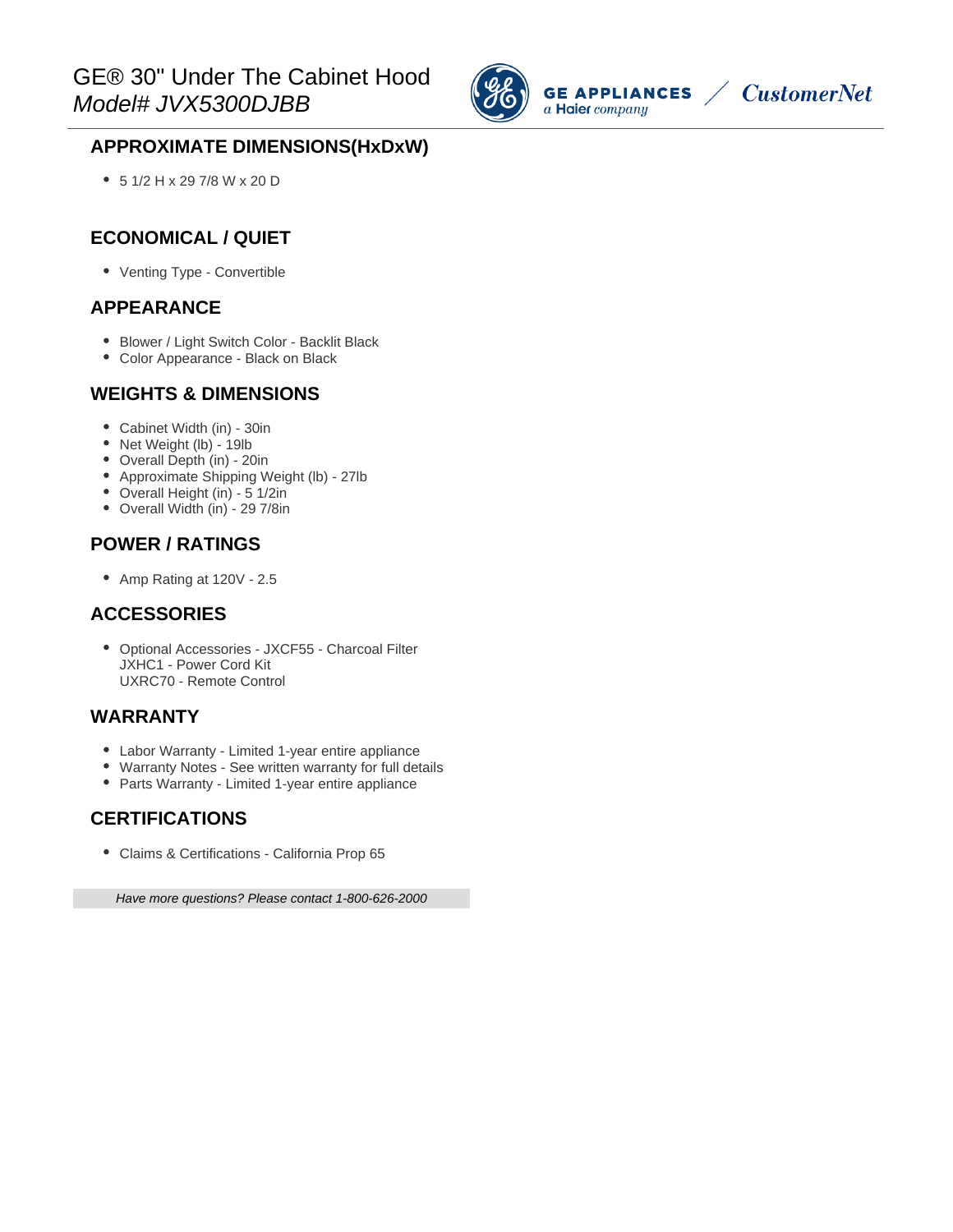# GE® 30" Under The Cabinet Hood
*Model# JVX5300DJBB*

## APPROXIMATE DIMENSIONS(HxDxW)

- 5 1/2 H x 29 7/8 W x 20 D

## ECONOMICAL / QUIET

- Venting Type - Convertible

## APPEARANCE

- Blower / Light Switch Color - Backlit Black
- Color Appearance - Black on Black

## WEIGHTS & DIMENSIONS

- Cabinet Width (in) - 30in
- Net Weight (lb) - 19lb
- Overall Depth (in) - 20in
- Approximate Shipping Weight (lb) - 27lb
- Overall Height (in) - 5 1/2in
- Overall Width (in) - 29 7/8in

## POWER / RATINGS

- Amp Rating at 120V - 2.5

## ACCESSORIES

- Optional Accessories - JXCF55 - Charcoal Filter
  JXHC1 - Power Cord Kit
  UXRC70 - Remote Control

## WARRANTY

- Labor Warranty - Limited 1-year entire appliance
- Warranty Notes - See written warranty for full details
- Parts Warranty - Limited 1-year entire appliance

## CERTIFICATIONS

- Claims & Certifications - California Prop 65

*Have more questions? Please contact 1-800-626-2000*